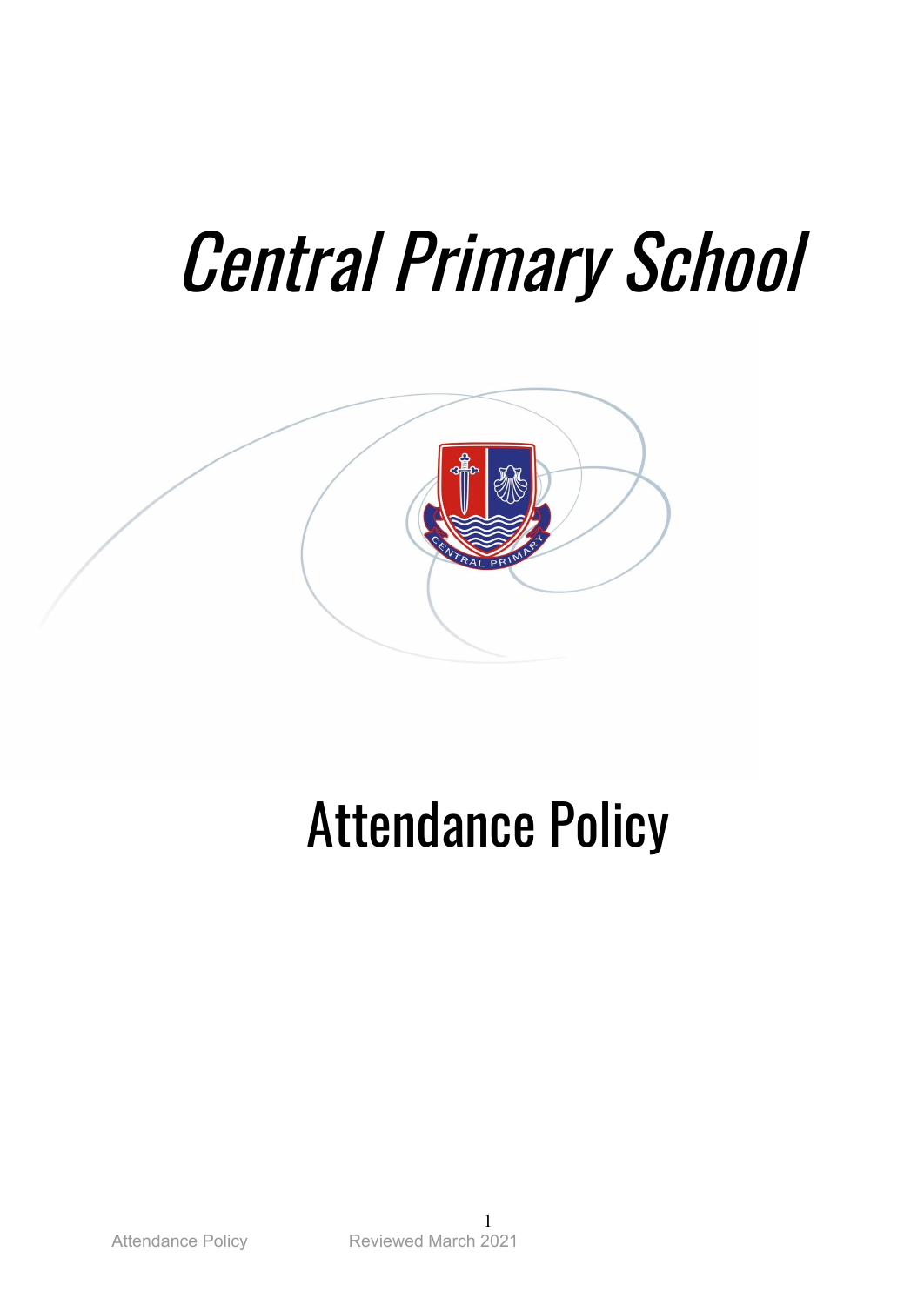# *Central Primary School*

# Attendance Policy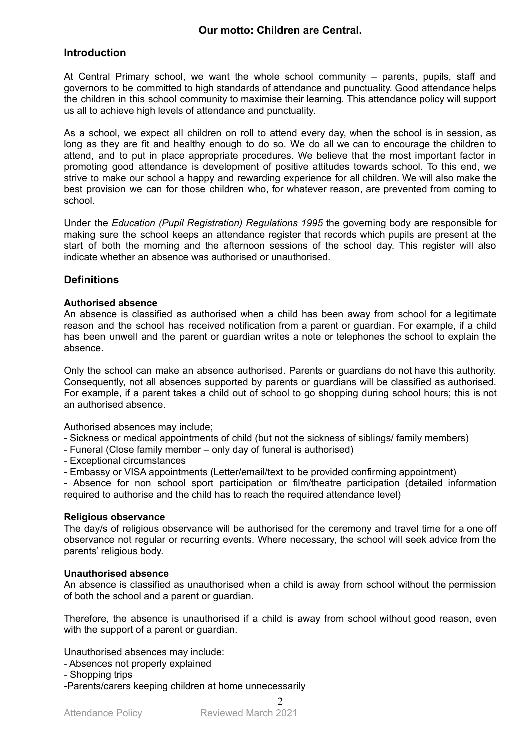**Our motto: Children are Central.**

## Introduction

At Central Primary school, we want the whole school community – parents, pupils, staff and governors to be committed to high standards of attendance and punctuality. Good attendance helps the children in this school community to maximise their learning. This attendance policy will support us all to achieve high levels of attendance and punctuality.

As a school, we expect all children on roll to attend every day, when the school is in session, as long as they are fit and healthy enough to do so. We do all we can to encourage the children to attend, and to put in place appropriate procedures. We believe that the most important factor in promoting good attendance is development of positive attitudes towards school. To this end, we strive to make our school a happy and rewarding experience for all children. We will also make the best provision we can for those children who, for whatever reason, are prevented from coming to school.

Under the *Education (Pupil Registration) Regulations 1995* the governing body are responsible for making sure the school keeps an attendance register that records which pupils are present at the start of both the morning and the afternoon sessions of the school day. This register will also indicate whether an absence was authorised or unauthorised.

## Definitions

**Authorised absence**

An absence is classified as authorised when a child has been away from school for a legitimate reason and the school has received notification from a parent or guardian. For example, if a child has been unwell and the parent or guardian writes a note or telephones the school to explain the absence.

Only the school can make an absence authorised. Parents or guardians do not have this authority. Consequently, not all absences supported by parents or guardians will be classified as authorised. For example, if a parent takes a child out of school to go shopping during school hours; this is not an authorised absence.

Authorised absences may include;

- Sickness or medical appointments of child (but not the sickness of siblings/ family members)
- Funeral (Close family member – only day of funeral is authorised)
- Exceptional circumstances
- Embassy or VISA appointments (Letter/email/text to be provided confirming appointment)
- Absence for non school sport participation or film/theatre participation (detailed information required to authorise and the child has to reach the required attendance level)

**Religious observance**

The day/s of religious observance will be authorised for the ceremony and travel time for a one off observance not regular or recurring events. Where necessary, the school will seek advice from the parents' religious body.

**Unauthorised absence**

An absence is classified as unauthorised when a child is away from school without the permission of both the school and a parent or guardian.

Therefore, the absence is unauthorised if a child is away from school without good reason, even with the support of a parent or guardian.

Unauthorised absences may include:

- Absences not properly explained
- Shopping trips
- Parents/carers keeping children at home unnecessarily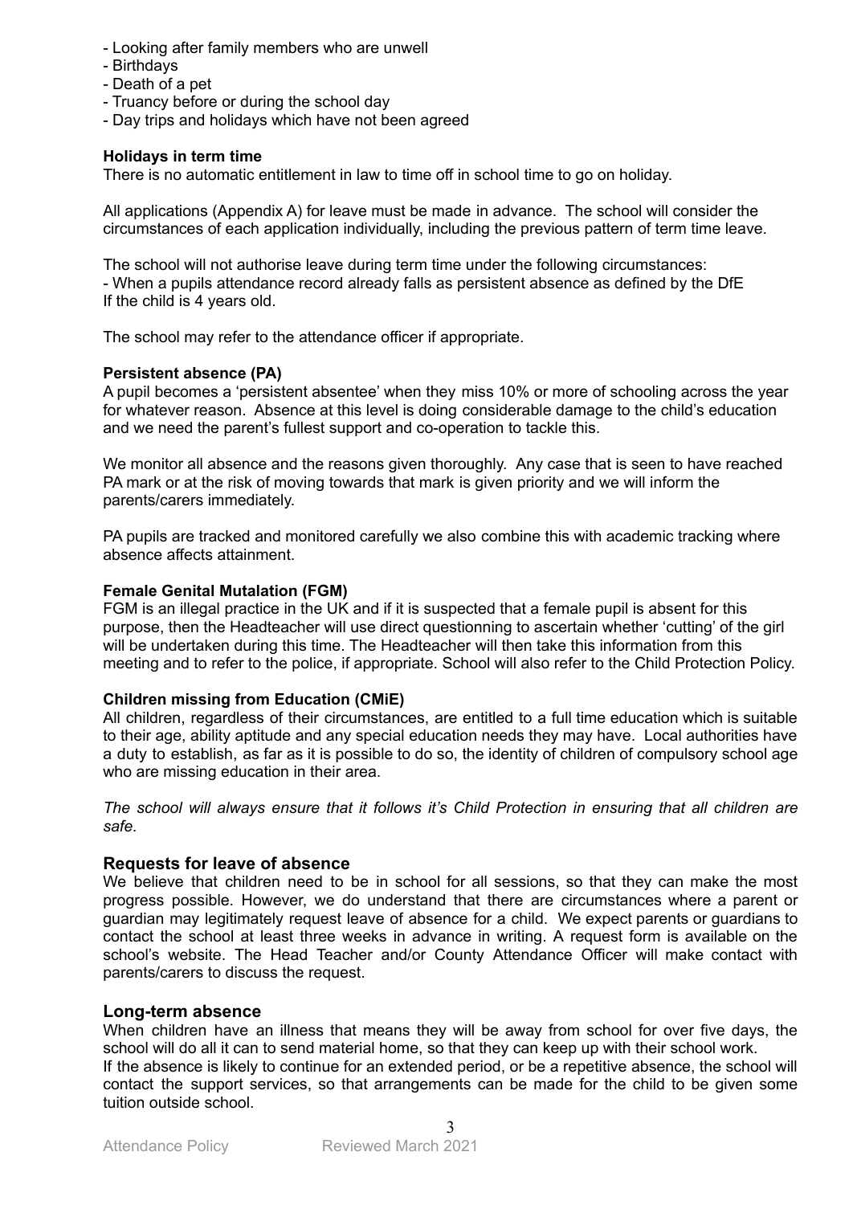- Looking after family members who are unwell
- Birthdays
- Death of a pet
- Truancy before or during the school day
- Day trips and holidays which have not been agreed

**Holidays in term time**
There is no automatic entitlement in law to time off in school time to go on holiday.

All applications (Appendix A) for leave must be made in advance. The school will consider the circumstances of each application individually, including the previous pattern of term time leave.

The school will not authorise leave during term time under the following circumstances:
- When a pupils attendance record already falls as persistent absence as defined by the DfE
If the child is 4 years old.

The school may refer to the attendance officer if appropriate.

**Persistent absence (PA)**
A pupil becomes a 'persistent absentee' when they miss 10% or more of schooling across the year for whatever reason. Absence at this level is doing considerable damage to the child's education and we need the parent's fullest support and co-operation to tackle this.

We monitor all absence and the reasons given thoroughly. Any case that is seen to have reached PA mark or at the risk of moving towards that mark is given priority and we will inform the parents/carers immediately.

PA pupils are tracked and monitored carefully we also combine this with academic tracking where absence affects attainment.

**Female Genital Mutalation (FGM)**
FGM is an illegal practice in the UK and if it is suspected that a female pupil is absent for this purpose, then the Headteacher will use direct questionning to ascertain whether 'cutting' of the girl will be undertaken during this time. The Headteacher will then take this information from this meeting and to refer to the police, if appropriate. School will also refer to the Child Protection Policy.

**Children missing from Education (CMiE)**
All children, regardless of their circumstances, are entitled to a full time education which is suitable to their age, ability aptitude and any special education needs they may have. Local authorities have a duty to establish, as far as it is possible to do so, the identity of children of compulsory school age who are missing education in their area.

*The school will always ensure that it follows it's Child Protection in ensuring that all children are safe.*

## Requests for leave of absence

We believe that children need to be in school for all sessions, so that they can make the most progress possible. However, we do understand that there are circumstances where a parent or guardian may legitimately request leave of absence for a child. We expect parents or guardians to contact the school at least three weeks in advance in writing. A request form is available on the school's website. The Head Teacher and/or County Attendance Officer will make contact with parents/carers to discuss the request.

## Long-term absence

When children have an illness that means they will be away from school for over five days, the school will do all it can to send material home, so that they can keep up with their school work.
If the absence is likely to continue for an extended period, or be a repetitive absence, the school will contact the support services, so that arrangements can be made for the child to be given some tuition outside school.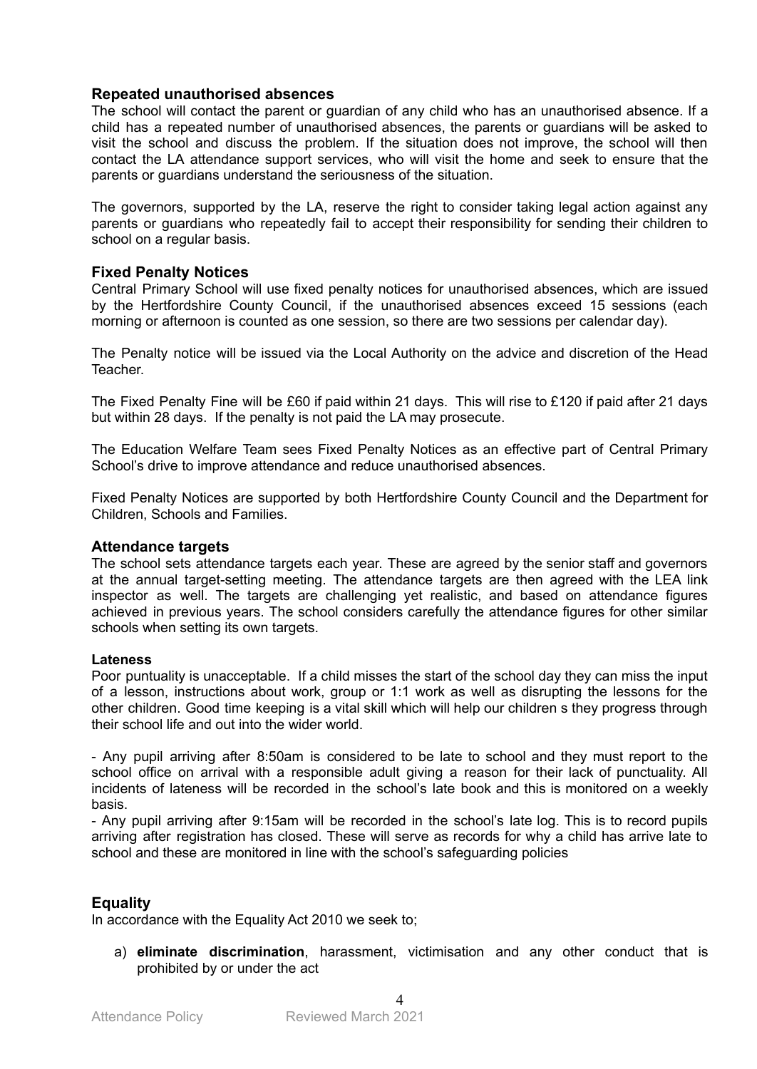## Repeated unauthorised absences

The school will contact the parent or guardian of any child who has an unauthorised absence. If a child has a repeated number of unauthorised absences, the parents or guardians will be asked to visit the school and discuss the problem. If the situation does not improve, the school will then contact the LA attendance support services, who will visit the home and seek to ensure that the parents or guardians understand the seriousness of the situation.

The governors, supported by the LA, reserve the right to consider taking legal action against any parents or guardians who repeatedly fail to accept their responsibility for sending their children to school on a regular basis.

## Fixed Penalty Notices

Central Primary School will use fixed penalty notices for unauthorised absences, which are issued by the Hertfordshire County Council, if the unauthorised absences exceed 15 sessions (each morning or afternoon is counted as one session, so there are two sessions per calendar day).

The Penalty notice will be issued via the Local Authority on the advice and discretion of the Head Teacher.

The Fixed Penalty Fine will be £60 if paid within 21 days. This will rise to £120 if paid after 21 days but within 28 days. If the penalty is not paid the LA may prosecute.

The Education Welfare Team sees Fixed Penalty Notices as an effective part of Central Primary School's drive to improve attendance and reduce unauthorised absences.

Fixed Penalty Notices are supported by both Hertfordshire County Council and the Department for Children, Schools and Families.

## Attendance targets

The school sets attendance targets each year. These are agreed by the senior staff and governors at the annual target-setting meeting. The attendance targets are then agreed with the LEA link inspector as well. The targets are challenging yet realistic, and based on attendance figures achieved in previous years. The school considers carefully the attendance figures for other similar schools when setting its own targets.

### Lateness

Poor puntuality is unacceptable. If a child misses the start of the school day they can miss the input of a lesson, instructions about work, group or 1:1 work as well as disrupting the lessons for the other children. Good time keeping is a vital skill which will help our children s they progress through their school life and out into the wider world.

- Any pupil arriving after 8:50am is considered to be late to school and they must report to the school office on arrival with a responsible adult giving a reason for their lack of punctuality. All incidents of lateness will be recorded in the school's late book and this is monitored on a weekly basis.
- Any pupil arriving after 9:15am will be recorded in the school's late log. This is to record pupils arriving after registration has closed. These will serve as records for why a child has arrive late to school and these are monitored in line with the school's safeguarding policies

## Equality

In accordance with the Equality Act 2010 we seek to;

a) **eliminate discrimination**, harassment, victimisation and any other conduct that is prohibited by or under the act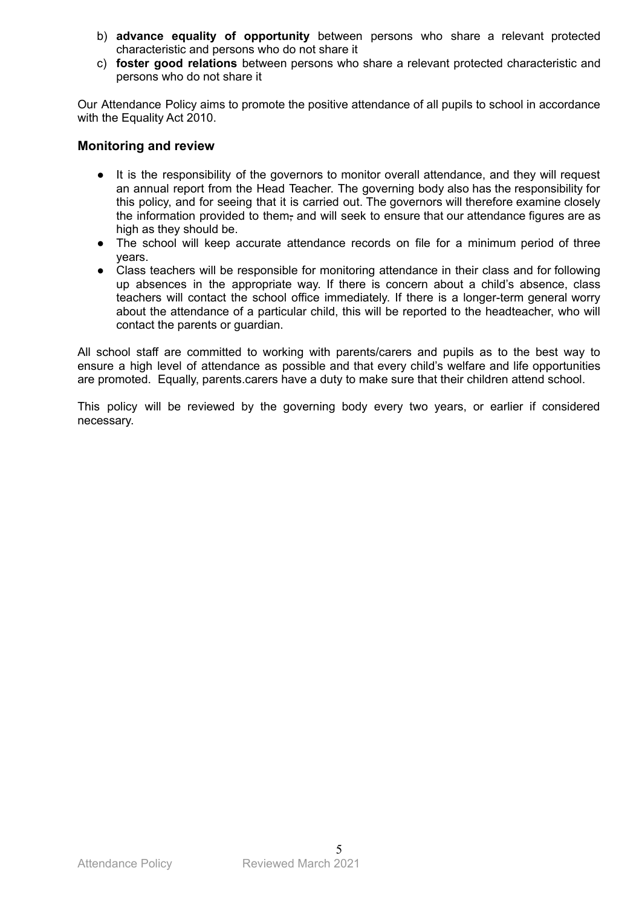b) **advance equality of opportunity** between persons who share a relevant protected characteristic and persons who do not share it
c) **foster good relations** between persons who share a relevant protected characteristic and persons who do not share it

Our Attendance Policy aims to promote the positive attendance of all pupils to school in accordance with the Equality Act 2010.

### Monitoring and review

- It is the responsibility of the governors to monitor overall attendance, and they will request an annual report from the Head Teacher. The governing body also has the responsibility for this policy, and for seeing that it is carried out. The governors will therefore examine closely the information provided to them, and will seek to ensure that our attendance figures are as high as they should be.
- The school will keep accurate attendance records on file for a minimum period of three years.
- Class teachers will be responsible for monitoring attendance in their class and for following up absences in the appropriate way. If there is concern about a child's absence, class teachers will contact the school office immediately. If there is a longer-term general worry about the attendance of a particular child, this will be reported to the headteacher, who will contact the parents or guardian.

All school staff are committed to working with parents/carers and pupils as to the best way to ensure a high level of attendance as possible and that every child's welfare and life opportunities are promoted. Equally, parents.carers have a duty to make sure that their children attend school.

This policy will be reviewed by the governing body every two years, or earlier if considered necessary.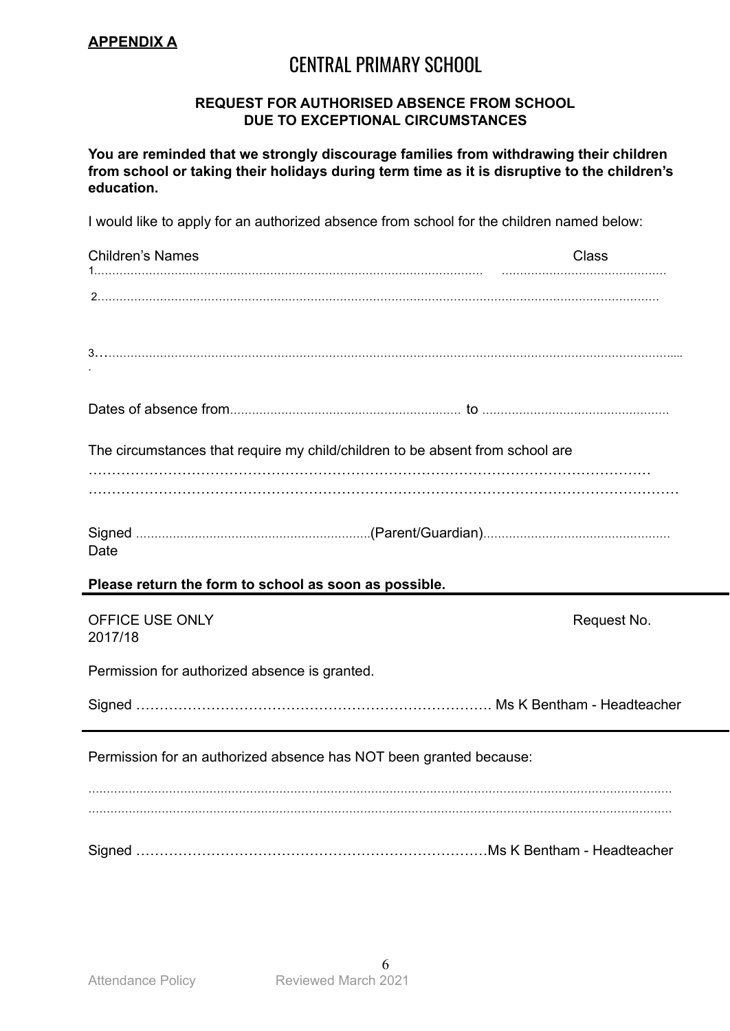**APPENDIX A**

# CENTRAL PRIMARY SCHOOL

**REQUEST FOR AUTHORISED ABSENCE FROM SCHOOL**
**DUE TO EXCEPTIONAL CIRCUMSTANCES**

**You are reminded that we strongly discourage families from withdrawing their children from school or taking their holidays during term time as it is disruptive to the children's education.**

I would like to apply for an authorized absence from school for the children named below:

Children's Names ........................................ Class

1.......................................................................................................... ............................................

2......................................................................................................................................................

3.........................................................................................................................................................

Dates of absence from............................................................... to ..................................................

The circumstances that require my child/children to be absent from school are

…………………………………………………………………………………………………….

……………………………………………………………………………………………………

Signed ...............................................................(Parent/Guardian)................................................... Date

**Please return the form to school as soon as possible.**

---

OFFICE USE ONLY
2017/18

Request No.

Permission for authorized absence is granted.

Signed ………………………………………………………………. Ms K Bentham - Headteacher

---

Permission for an authorized absence has NOT been granted because:

...........................................................................................................................................................
...........................................................................................................................................................

Signed …………………………………………………………………Ms K Bentham - Headteacher

Attendance Policy Reviewed March 2021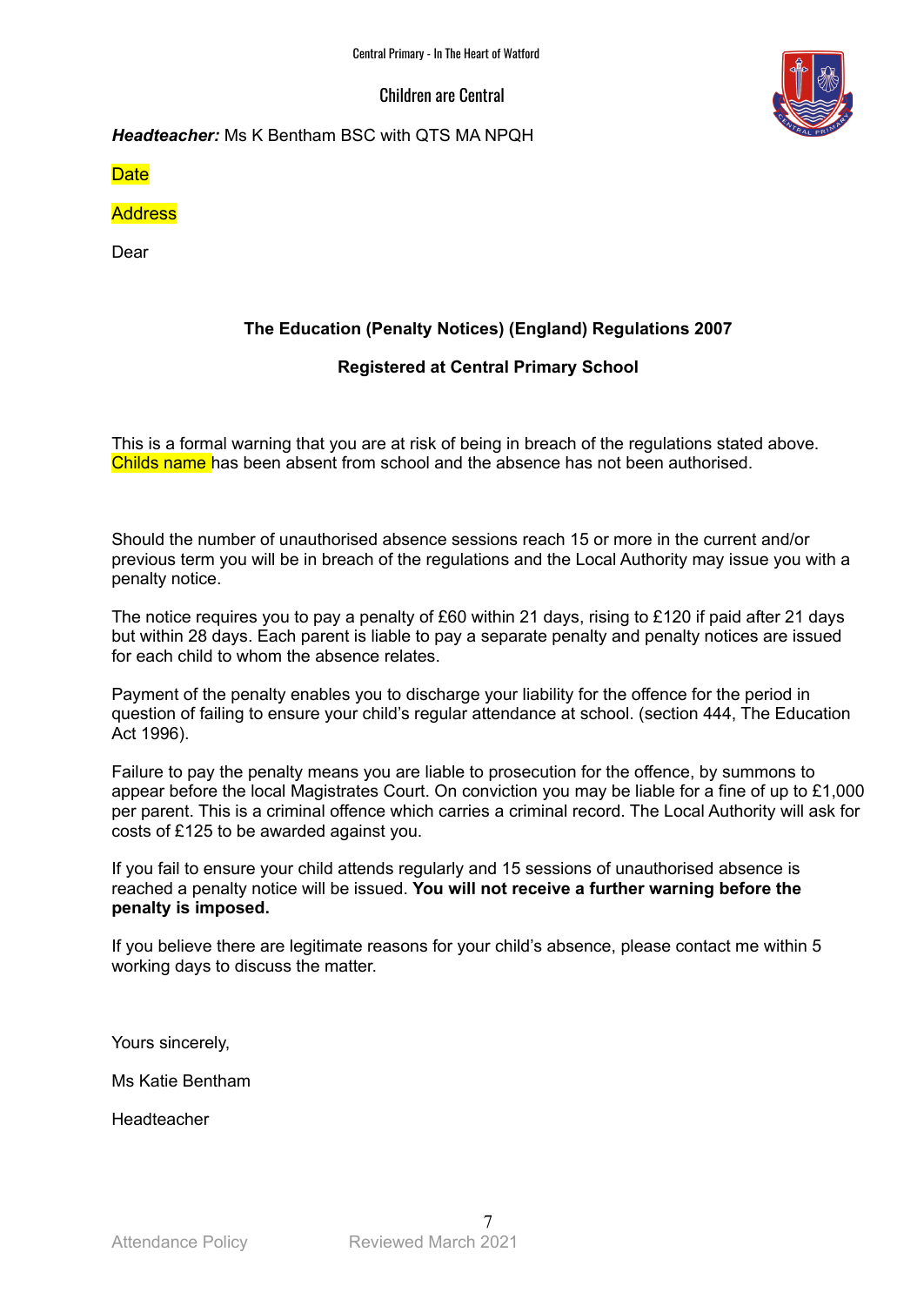Central Primary - In The Heart of Watford

Children are Central

***Headteacher:*** Ms K Bentham BSC with QTS MA NPQH

Date

Address

Dear

**The Education (Penalty Notices) (England) Regulations 2007**

**Registered at Central Primary School**

This is a formal warning that you are at risk of being in breach of the regulations stated above. Childs name has been absent from school and the absence has not been authorised.

Should the number of unauthorised absence sessions reach 15 or more in the current and/or previous term you will be in breach of the regulations and the Local Authority may issue you with a penalty notice.

The notice requires you to pay a penalty of £60 within 21 days, rising to £120 if paid after 21 days but within 28 days. Each parent is liable to pay a separate penalty and penalty notices are issued for each child to whom the absence relates.

Payment of the penalty enables you to discharge your liability for the offence for the period in question of failing to ensure your child's regular attendance at school. (section 444, The Education Act 1996).

Failure to pay the penalty means you are liable to prosecution for the offence, by summons to appear before the local Magistrates Court. On conviction you may be liable for a fine of up to £1,000 per parent. This is a criminal offence which carries a criminal record. The Local Authority will ask for costs of £125 to be awarded against you.

If you fail to ensure your child attends regularly and 15 sessions of unauthorised absence is reached a penalty notice will be issued. **You will not receive a further warning before the penalty is imposed.**

If you believe there are legitimate reasons for your child's absence, please contact me within 5 working days to discuss the matter.

Yours sincerely,

Ms Katie Bentham

Headteacher